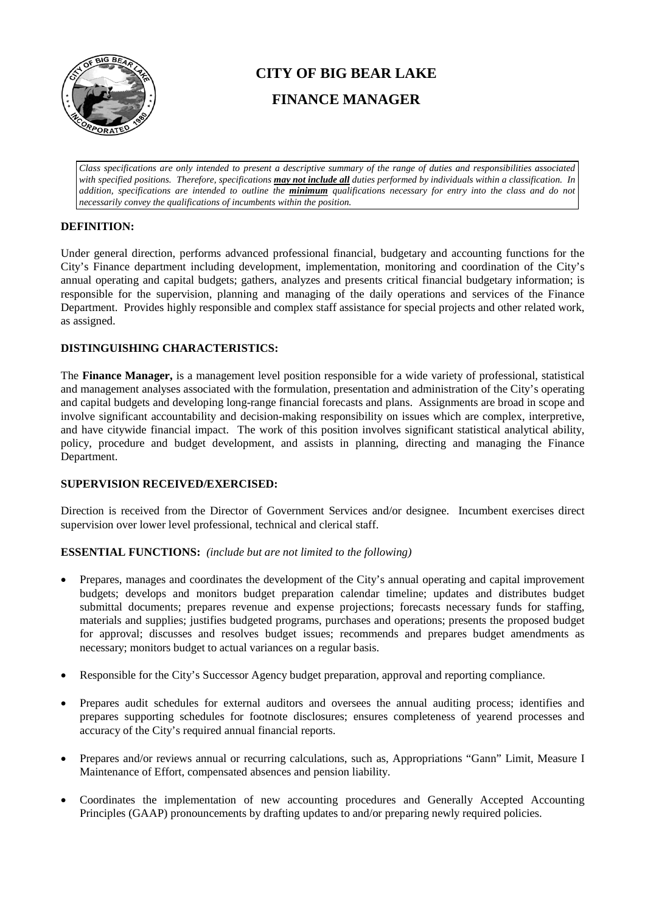# CITY OF BIG BEAR LAKE

## FINANCE MANAGER

*Class specifications are only intended to present a descriptive summary of the range of duties and responsibilities associated with specified positions. Therefore, specifications* ***may not include all*** *duties performed by individuals within a classification. In addition, specifications are intended to outline the* ***minimum*** *qualifications necessary for entry into the class and do not necessarily convey the qualifications of incumbents within the position.*

### DEFINITION:

Under general direction, performs advanced professional financial, budgetary and accounting functions for the City's Finance department including development, implementation, monitoring and coordination of the City's annual operating and capital budgets; gathers, analyzes and presents critical financial budgetary information; is responsible for the supervision, planning and managing of the daily operations and services of the Finance Department. Provides highly responsible and complex staff assistance for special projects and other related work, as assigned.

### DISTINGUISHING CHARACTERISTICS:

The **Finance Manager,** is a management level position responsible for a wide variety of professional, statistical and management analyses associated with the formulation, presentation and administration of the City's operating and capital budgets and developing long-range financial forecasts and plans. Assignments are broad in scope and involve significant accountability and decision-making responsibility on issues which are complex, interpretive, and have citywide financial impact. The work of this position involves significant statistical analytical ability, policy, procedure and budget development, and assists in planning, directing and managing the Finance Department.

### SUPERVISION RECEIVED/EXERCISED:

Direction is received from the Director of Government Services and/or designee. Incumbent exercises direct supervision over lower level professional, technical and clerical staff.

### ESSENTIAL FUNCTIONS: *(include but are not limited to the following)*

- Prepares, manages and coordinates the development of the City's annual operating and capital improvement budgets; develops and monitors budget preparation calendar timeline; updates and distributes budget submittal documents; prepares revenue and expense projections; forecasts necessary funds for staffing, materials and supplies; justifies budgeted programs, purchases and operations; presents the proposed budget for approval; discusses and resolves budget issues; recommends and prepares budget amendments as necessary; monitors budget to actual variances on a regular basis.
- Responsible for the City's Successor Agency budget preparation, approval and reporting compliance.
- Prepares audit schedules for external auditors and oversees the annual auditing process; identifies and prepares supporting schedules for footnote disclosures; ensures completeness of yearend processes and accuracy of the City's required annual financial reports.
- Prepares and/or reviews annual or recurring calculations, such as, Appropriations "Gann" Limit, Measure I Maintenance of Effort, compensated absences and pension liability.
- Coordinates the implementation of new accounting procedures and Generally Accepted Accounting Principles (GAAP) pronouncements by drafting updates to and/or preparing newly required policies.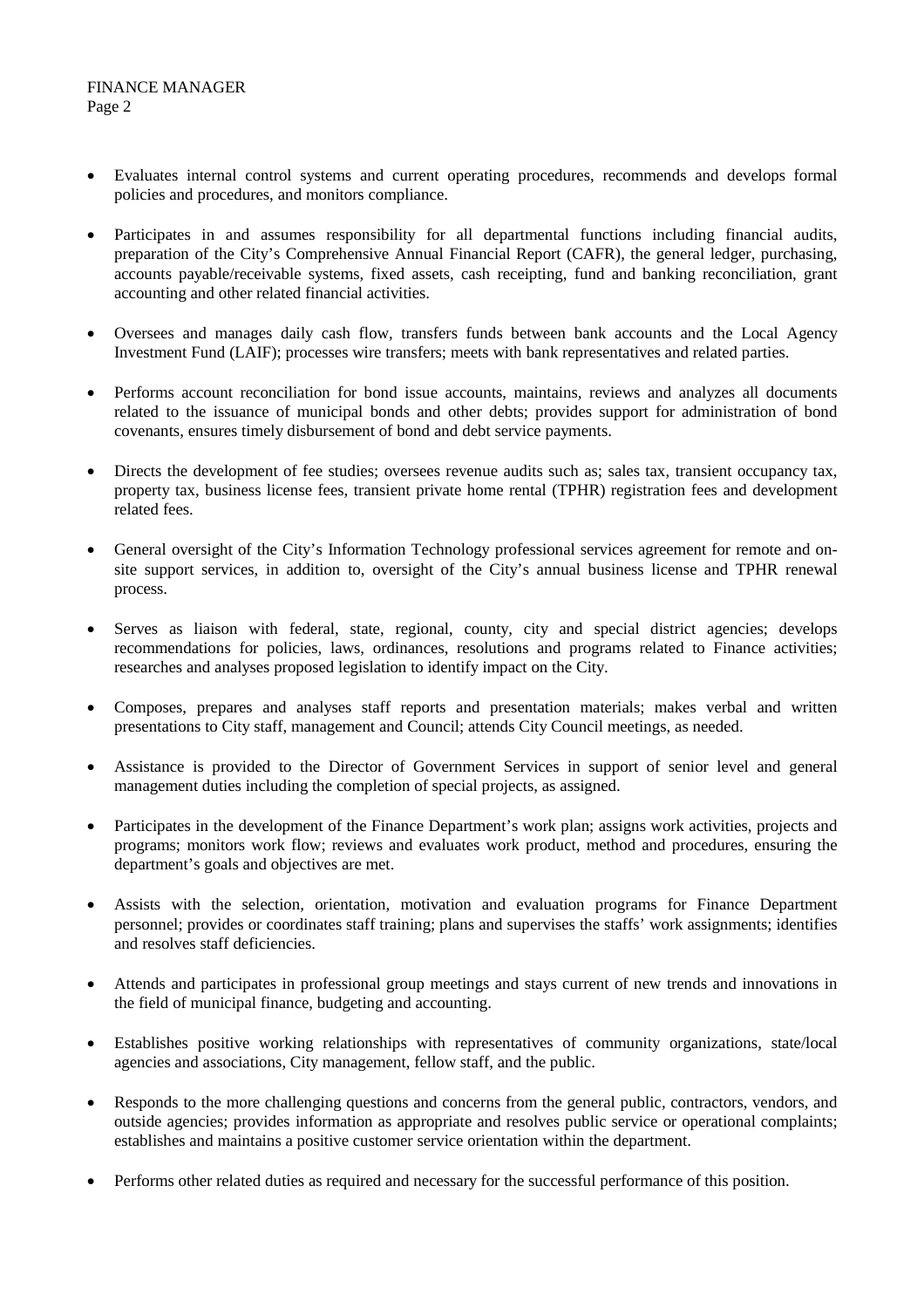- Evaluates internal control systems and current operating procedures, recommends and develops formal policies and procedures, and monitors compliance.

- Participates in and assumes responsibility for all departmental functions including financial audits, preparation of the City's Comprehensive Annual Financial Report (CAFR), the general ledger, purchasing, accounts payable/receivable systems, fixed assets, cash receipting, fund and banking reconciliation, grant accounting and other related financial activities.

- Oversees and manages daily cash flow, transfers funds between bank accounts and the Local Agency Investment Fund (LAIF); processes wire transfers; meets with bank representatives and related parties.

- Performs account reconciliation for bond issue accounts, maintains, reviews and analyzes all documents related to the issuance of municipal bonds and other debts; provides support for administration of bond covenants, ensures timely disbursement of bond and debt service payments.

- Directs the development of fee studies; oversees revenue audits such as; sales tax, transient occupancy tax, property tax, business license fees, transient private home rental (TPHR) registration fees and development related fees.

- General oversight of the City's Information Technology professional services agreement for remote and on-site support services, in addition to, oversight of the City's annual business license and TPHR renewal process.

- Serves as liaison with federal, state, regional, county, city and special district agencies; develops recommendations for policies, laws, ordinances, resolutions and programs related to Finance activities; researches and analyses proposed legislation to identify impact on the City.

- Composes, prepares and analyses staff reports and presentation materials; makes verbal and written presentations to City staff, management and Council; attends City Council meetings, as needed.

- Assistance is provided to the Director of Government Services in support of senior level and general management duties including the completion of special projects, as assigned.

- Participates in the development of the Finance Department's work plan; assigns work activities, projects and programs; monitors work flow; reviews and evaluates work product, method and procedures, ensuring the department's goals and objectives are met.

- Assists with the selection, orientation, motivation and evaluation programs for Finance Department personnel; provides or coordinates staff training; plans and supervises the staffs' work assignments; identifies and resolves staff deficiencies.

- Attends and participates in professional group meetings and stays current of new trends and innovations in the field of municipal finance, budgeting and accounting.

- Establishes positive working relationships with representatives of community organizations, state/local agencies and associations, City management, fellow staff, and the public.

- Responds to the more challenging questions and concerns from the general public, contractors, vendors, and outside agencies; provides information as appropriate and resolves public service or operational complaints; establishes and maintains a positive customer service orientation within the department.

- Performs other related duties as required and necessary for the successful performance of this position.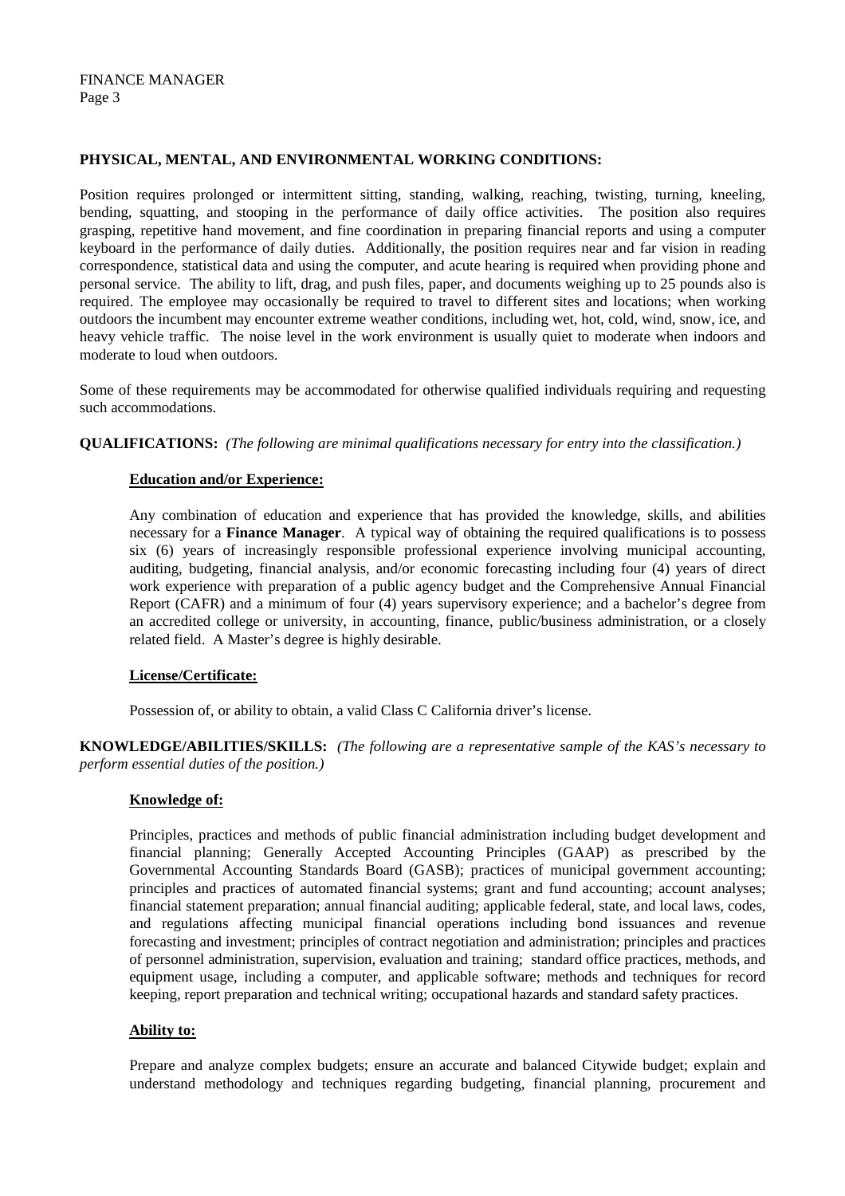**PHYSICAL, MENTAL, AND ENVIRONMENTAL WORKING CONDITIONS:**

Position requires prolonged or intermittent sitting, standing, walking, reaching, twisting, turning, kneeling, bending, squatting, and stooping in the performance of daily office activities. The position also requires grasping, repetitive hand movement, and fine coordination in preparing financial reports and using a computer keyboard in the performance of daily duties. Additionally, the position requires near and far vision in reading correspondence, statistical data and using the computer, and acute hearing is required when providing phone and personal service. The ability to lift, drag, and push files, paper, and documents weighing up to 25 pounds also is required. The employee may occasionally be required to travel to different sites and locations; when working outdoors the incumbent may encounter extreme weather conditions, including wet, hot, cold, wind, snow, ice, and heavy vehicle traffic. The noise level in the work environment is usually quiet to moderate when indoors and moderate to loud when outdoors.

Some of these requirements may be accommodated for otherwise qualified individuals requiring and requesting such accommodations.

**QUALIFICATIONS:** *(The following are minimal qualifications necessary for entry into the classification.)*

**Education and/or Experience:**

Any combination of education and experience that has provided the knowledge, skills, and abilities necessary for a **Finance Manager**. A typical way of obtaining the required qualifications is to possess six (6) years of increasingly responsible professional experience involving municipal accounting, auditing, budgeting, financial analysis, and/or economic forecasting including four (4) years of direct work experience with preparation of a public agency budget and the Comprehensive Annual Financial Report (CAFR) and a minimum of four (4) years supervisory experience; and a bachelor's degree from an accredited college or university, in accounting, finance, public/business administration, or a closely related field. A Master's degree is highly desirable.

**License/Certificate:**

Possession of, or ability to obtain, a valid Class C California driver's license.

**KNOWLEDGE/ABILITIES/SKILLS:** *(The following are a representative sample of the KAS's necessary to perform essential duties of the position.)*

**Knowledge of:**

Principles, practices and methods of public financial administration including budget development and financial planning; Generally Accepted Accounting Principles (GAAP) as prescribed by the Governmental Accounting Standards Board (GASB); practices of municipal government accounting; principles and practices of automated financial systems; grant and fund accounting; account analyses; financial statement preparation; annual financial auditing; applicable federal, state, and local laws, codes, and regulations affecting municipal financial operations including bond issuances and revenue forecasting and investment; principles of contract negotiation and administration; principles and practices of personnel administration, supervision, evaluation and training; standard office practices, methods, and equipment usage, including a computer, and applicable software; methods and techniques for record keeping, report preparation and technical writing; occupational hazards and standard safety practices.

**Ability to:**

Prepare and analyze complex budgets; ensure an accurate and balanced Citywide budget; explain and understand methodology and techniques regarding budgeting, financial planning, procurement and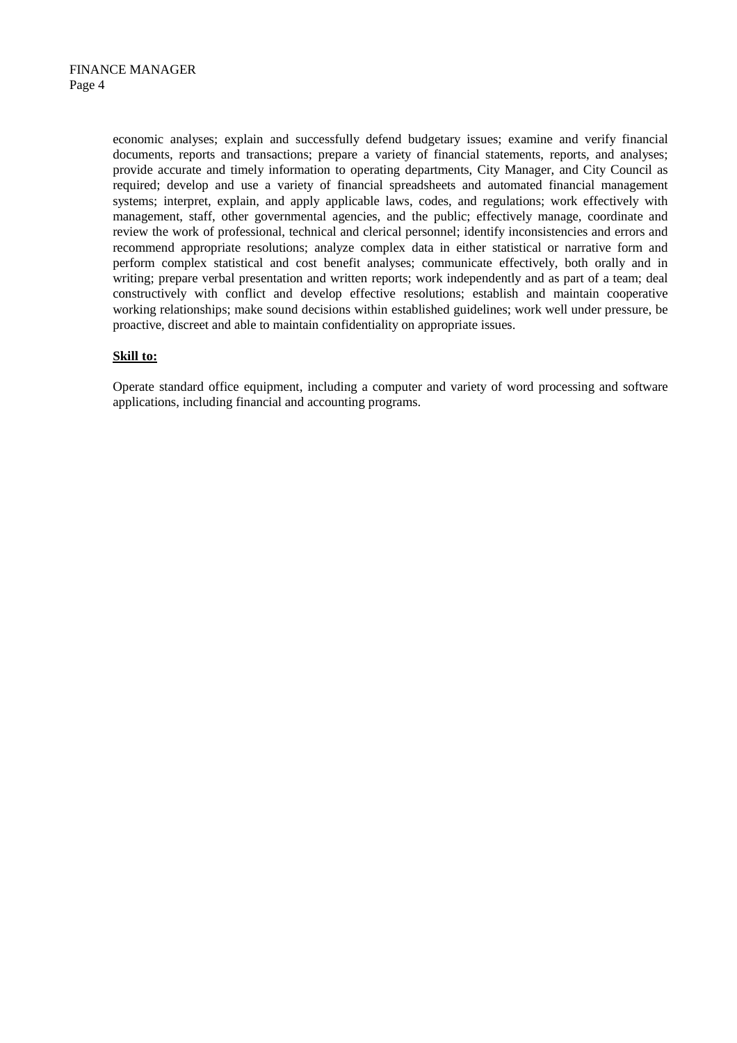economic analyses; explain and successfully defend budgetary issues; examine and verify financial documents, reports and transactions; prepare a variety of financial statements, reports, and analyses; provide accurate and timely information to operating departments, City Manager, and City Council as required; develop and use a variety of financial spreadsheets and automated financial management systems; interpret, explain, and apply applicable laws, codes, and regulations; work effectively with management, staff, other governmental agencies, and the public; effectively manage, coordinate and review the work of professional, technical and clerical personnel; identify inconsistencies and errors and recommend appropriate resolutions; analyze complex data in either statistical or narrative form and perform complex statistical and cost benefit analyses; communicate effectively, both orally and in writing; prepare verbal presentation and written reports; work independently and as part of a team; deal constructively with conflict and develop effective resolutions; establish and maintain cooperative working relationships; make sound decisions within established guidelines; work well under pressure, be proactive, discreet and able to maintain confidentiality on appropriate issues.

**Skill to:**

Operate standard office equipment, including a computer and variety of word processing and software applications, including financial and accounting programs.